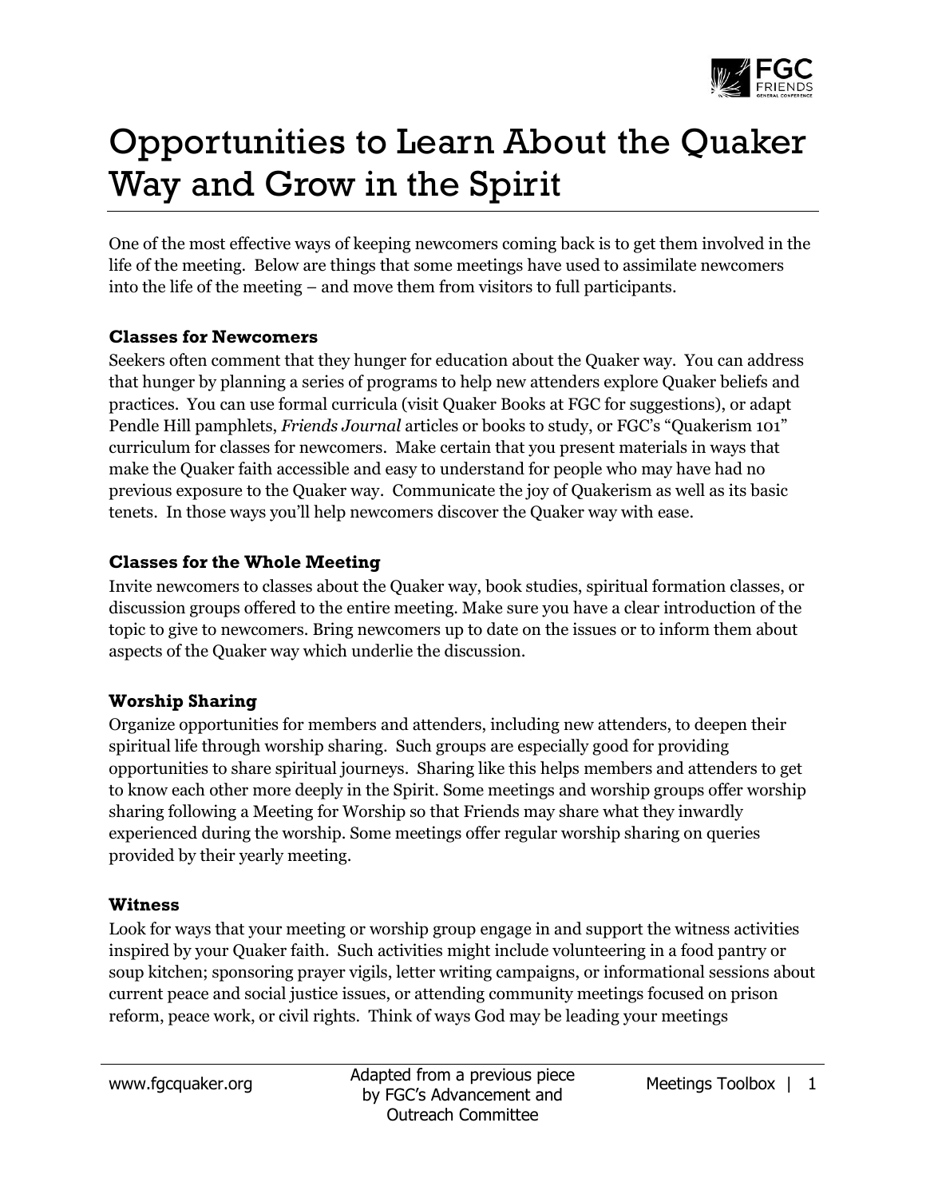# Opportunities to Learn About the Quaker Way and Grow in the Spirit

One of the most effective ways of keeping newcomers coming back is to get them involved in the life of the meeting. Below are things that some meetings have used to assimilate newcomers into the life of the meeting – and move them from visitors to full participants.

### Classes for Newcomers

Seekers often comment that they hunger for education about the Quaker way. You can address that hunger by planning a series of programs to help new attenders explore Quaker beliefs and practices. You can use formal curricula (visit Quaker Books at FGC for suggestions), or adapt Pendle Hill pamphlets, *Friends Journal* articles or books to study, or FGC's "Quakerism 101" curriculum for classes for newcomers. Make certain that you present materials in ways that make the Quaker faith accessible and easy to understand for people who may have had no previous exposure to the Quaker way. Communicate the joy of Quakerism as well as its basic tenets. In those ways you'll help newcomers discover the Quaker way with ease.

### Classes for the Whole Meeting

Invite newcomers to classes about the Quaker way, book studies, spiritual formation classes, or discussion groups offered to the entire meeting. Make sure you have a clear introduction of the topic to give to newcomers. Bring newcomers up to date on the issues or to inform them about aspects of the Quaker way which underlie the discussion.

### Worship Sharing

Organize opportunities for members and attenders, including new attenders, to deepen their spiritual life through worship sharing. Such groups are especially good for providing opportunities to share spiritual journeys. Sharing like this helps members and attenders to get to know each other more deeply in the Spirit. Some meetings and worship groups offer worship sharing following a Meeting for Worship so that Friends may share what they inwardly experienced during the worship. Some meetings offer regular worship sharing on queries provided by their yearly meeting.

### Witness

Look for ways that your meeting or worship group engage in and support the witness activities inspired by your Quaker faith. Such activities might include volunteering in a food pantry or soup kitchen; sponsoring prayer vigils, letter writing campaigns, or informational sessions about current peace and social justice issues, or attending community meetings focused on prison reform, peace work, or civil rights. Think of ways God may be leading your meetings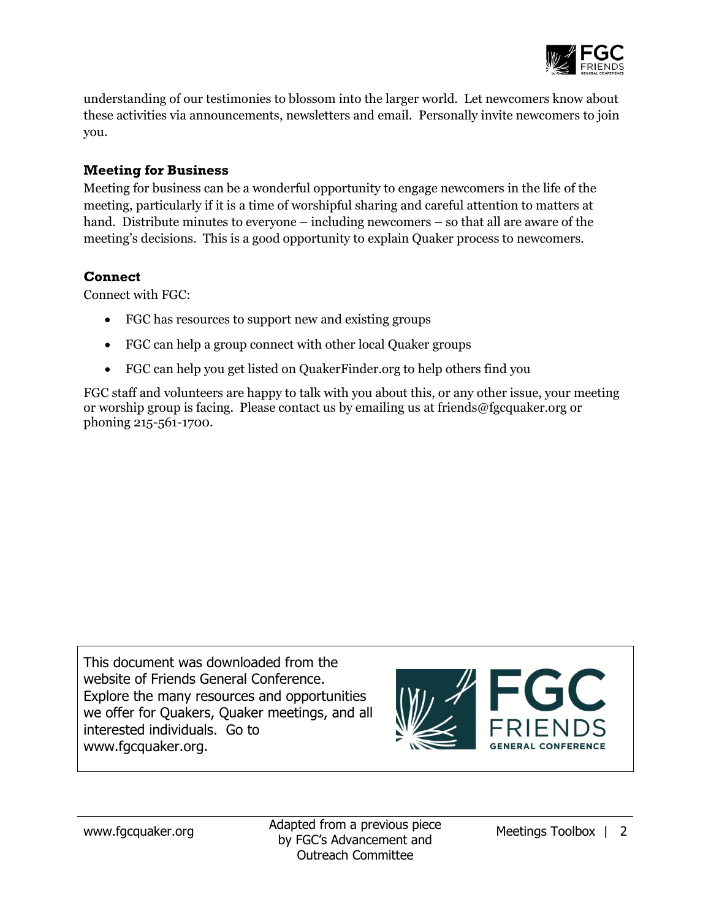understanding of our testimonies to blossom into the larger world. Let newcomers know about these activities via announcements, newsletters and email. Personally invite newcomers to join you.

### Meeting for Business

Meeting for business can be a wonderful opportunity to engage newcomers in the life of the meeting, particularly if it is a time of worshipful sharing and careful attention to matters at hand. Distribute minutes to everyone – including newcomers – so that all are aware of the meeting's decisions. This is a good opportunity to explain Quaker process to newcomers.

### Connect

Connect with FGC:

- FGC has resources to support new and existing groups
- FGC can help a group connect with other local Quaker groups
- FGC can help you get listed on QuakerFinder.org to help others find you

FGC staff and volunteers are happy to talk with you about this, or any other issue, your meeting or worship group is facing. Please contact us by emailing us at friends@fgcquaker.org or phoning 215-561-1700.

This document was downloaded from the website of Friends General Conference. Explore the many resources and opportunities we offer for Quakers, Quaker meetings, and all interested individuals. Go to www.fgcquaker.org.

Adapted from a previous piece by FGC's Advancement and Outreach Committee